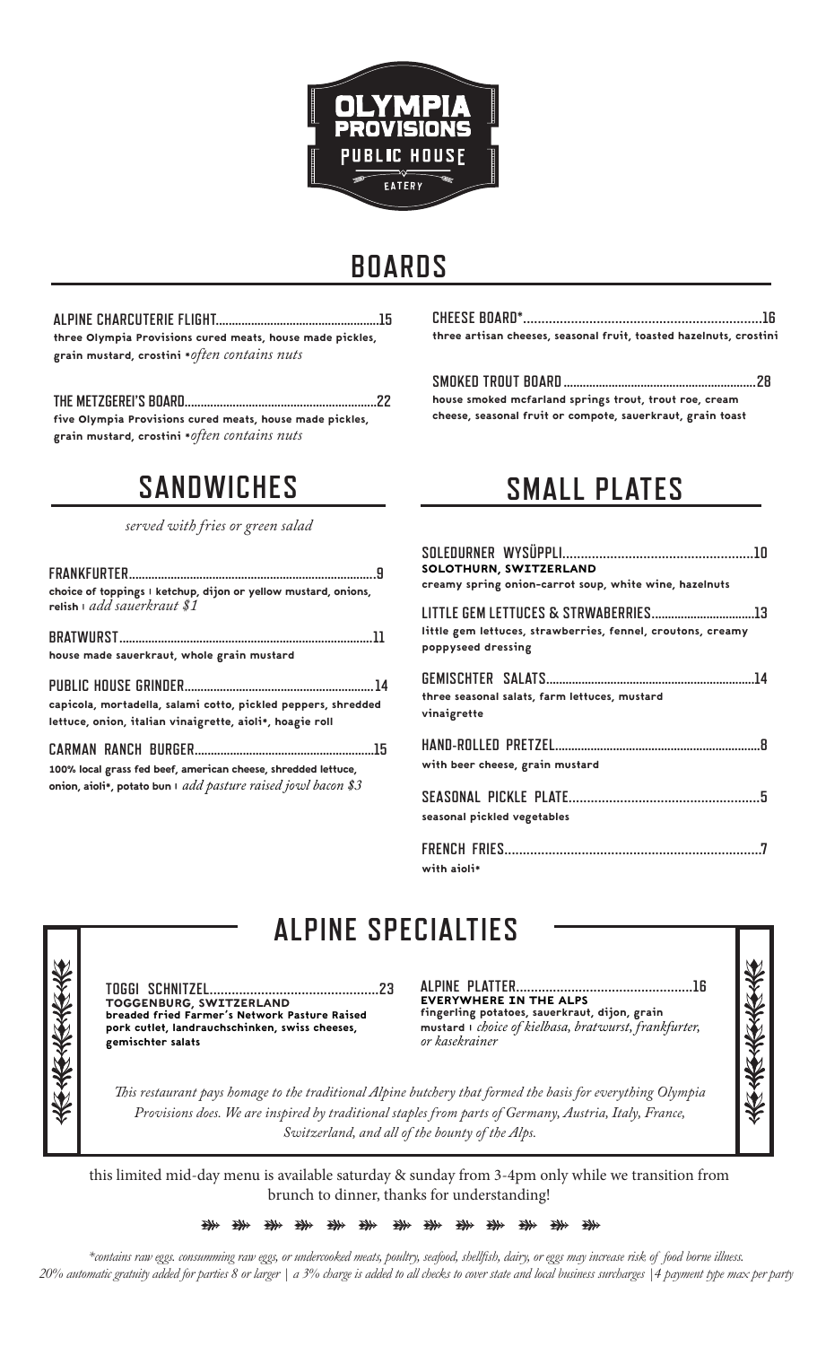# OLYMPIA PROVISIONS PUBLIC HOUSE EATERY

## BOARDS

**ALPINE CHARCUTERIE FLIGHT**......15
three Olympia Provisions cured meats, house made pickles, grain mustard, crostini *\*often contains nuts*

**THE METZGEREI'S BOARD**......22
five Olympia Provisions cured meats, house made pickles, grain mustard, crostini *\*often contains nuts*

**CHEESE BOARD\***......16
three artisan cheeses, seasonal fruit, toasted hazelnuts, crostini

**SMOKED TROUT BOARD**......28
house smoked mcfarland springs trout, trout roe, cream cheese, seasonal fruit or compote, sauerkraut, grain toast

## SANDWICHES

*served with fries or green salad*

**FRANKFURTER**......9
choice of toppings | ketchup, dijon or yellow mustard, onions, relish | *add sauerkraut $1*

**BRATWURST**......11
house made sauerkraut, whole grain mustard

**PUBLIC HOUSE GRINDER**......14
capicola, mortadella, salami cotto, pickled peppers, shredded lettuce, onion, italian vinaigrette, aioli\*, hoagie roll

**CARMAN RANCH BURGER**......15
100% local grass fed beef, american cheese, shredded lettuce, onion, aioli\*, potato bun | *add pasture raised jowl bacon $3*

## SMALL PLATES

**SOLEDURNER WYSÜPPLI**......10
**SOLOTHURN, SWITZERLAND**
creamy spring onion-carrot soup, white wine, hazelnuts

**LITTLE GEM LETTUCES & STRWABERRIES**......13
little gem lettuces, strawberries, fennel, croutons, creamy poppyseed dressing

**GEMISCHTER SALATS**......14
three seasonal salats, farm lettuces, mustard vinaigrette

**HAND-ROLLED PRETZEL**......8
with beer cheese, grain mustard

**SEASONAL PICKLE PLATE**......5
seasonal pickled vegetables

**FRENCH FRIES**......7
with aioli\*

## ALPINE SPECIALTIES

**TOGGI SCHNITZEL**......23
**TOGGENBURG, SWITZERLAND**
breaded fried Farmer's Network Pasture Raised pork cutlet, landrauchschinken, swiss cheeses, gemischter salats

**ALPINE PLATTER**......16
**EVERYWHERE IN THE ALPS**
fingerling potatoes, sauerkraut, dijon, grain mustard | *choice of kielbasa, bratwurst, frankfurter, or kasekrainer*

*This restaurant pays homage to the traditional Alpine butchery that formed the basis for everything Olympia Provisions does. We are inspired by traditional staples from parts of Germany, Austria, Italy, France, Switzerland, and all of the bounty of the Alps.*

this limited mid-day menu is available saturday & sunday from 3-4pm only while we transition from brunch to dinner, thanks for understanding!

*\*contains raw eggs. consumming raw eggs, or undercooked meats, poultry, seafood, shellfish, dairy, or eggs may increase risk of food borne illness.*
*20% automatic gratuity added for parties 8 or larger | a 3% charge is added to all checks to cover state and local business surcharges |4 payment type max per party*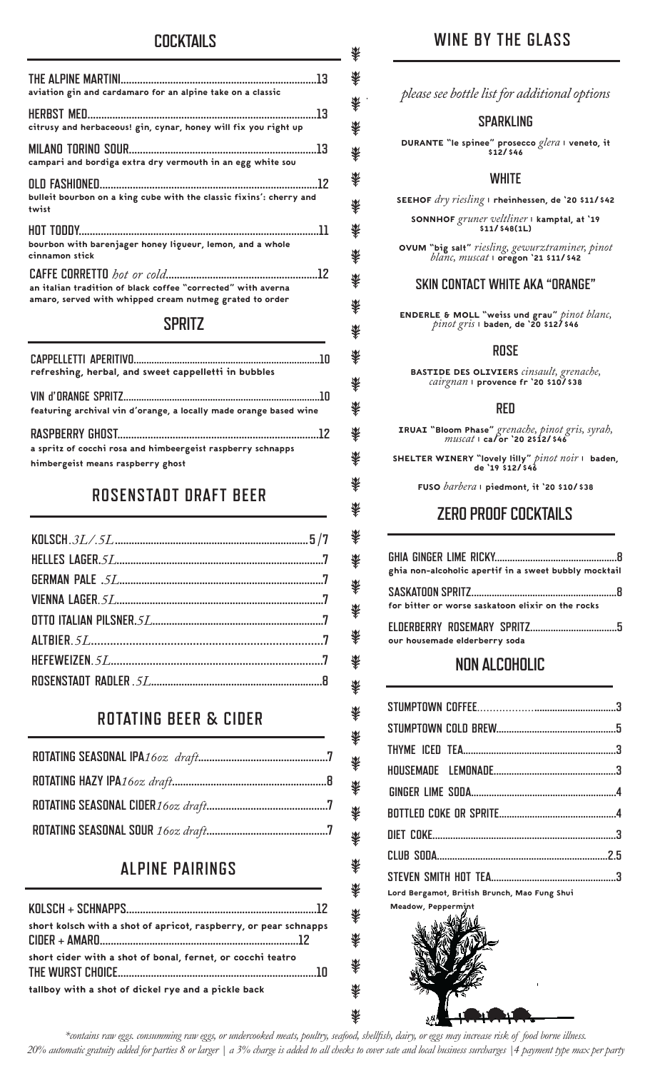## COCKTAILS

**THE ALPINE MARTINI**......13
aviation gin and cardamaro for an alpine take on a classic

**HERBST MED**......13
citrusy and herbaceous! gin, cynar, honey will fix you right up

**MILANO TORINO SOUR**......13
campari and bordiga extra dry vermouth in an egg white sou

**OLD FASHIONED**......12
bulleit bourbon on a king cube with the classic fixins': cherry and twist

**HOT TODDY**......11
bourbon with barenjager honey liqueur, lemon, and a whole cinnamon stick

**CAFFE CORRETTO** *hot or cold*......12
an italian tradition of black coffee "corrected" with averna amaro, served with whipped cream nutmeg grated to order

## SPRITZ

**CAPPELLETTI APERITIVO**......10
refreshing, herbal, and sweet cappelletti in bubbles

**VIN d'ORANGE SPRITZ**......10
featuring archival vin d'orange, a locally made orange based wine

**RASPBERRY GHOST**......12
a spritz of cocchi rosa and himbeergeist raspberry schnapps
himbergeist means raspberry ghost

## ROSENSTADT DRAFT BEER

| | |
|---|---|
| KOLSCH *.3L/.5L* | 5/7 |
| HELLES LAGER *.5L* | 7 |
| GERMAN PALE *.5L* | 7 |
| VIENNA LAGER *.5L* | 7 |
| OTTO ITALIAN PILSNER *.5L* | 7 |
| ALTBIER *.5L* | 7 |
| HEFEWEIZEN *.5L* | 7 |
| ROSENSTADT RADLER *.5L* | 8 |

## ROTATING BEER & CIDER

| | |
|---|---|
| ROTATING SEASONAL IPA *16oz draft* | 7 |
| ROTATING HAZY IPA *16oz draft* | 8 |
| ROTATING SEASONAL CIDER *16oz draft* | 7 |
| ROTATING SEASONAL SOUR *16oz draft* | 7 |

## ALPINE PAIRINGS

**KOLSCH + SCHNAPPS**......12
short kolsch with a shot of apricot, raspberry, or pear schnapps

**CIDER + AMARO**......12
short cider with a shot of bonal, fernet, or cocchi teatro

**THE WURST CHOICE**......10
tallboy with a shot of dickel rye and a pickle back

## WINE BY THE GLASS

*please see bottle list for additional options*

### SPARKLING

**DURANTE "le spinee" prosecco** *glera* | veneto, it $12/ $46

### WHITE

**SEEHOF** *dry riesling* | rheinhessen, de '20 $11/ $42

**SONNHOF** *gruner veltliner* | kamptal, at '19 $11/ $48(1L)

**OVUM "big salt"** *riesling, gewurztraminer, pinot blanc, muscat* | oregon '21 $11/ $42

### SKIN CONTACT WHITE AKA "ORANGE"

**ENDERLE & MOLL "weiss und grau"** *pinot blanc, pinot gris* | baden, de '20 $12/ $46

### ROSE

**BASTIDE DES OLIVIERS** *cinsault, grenache, cairgnan* | provence fr '20 $10/ $38

### RED

**IRUAI "Bloom Phase"** *grenache, pinot gris, syrah, muscat* | ca/or '20 2$12/ $46

**SHELTER WINERY "lovely lilly"** *pinot noir* | baden, de '19 $12/ $46

**FUSO** *barbera* | piedmont, it '20 $10/ $38

## ZERO PROOF COCKTAILS

**GHIA GINGER LIME RICKY**......8
ghia non-alcoholic apertif in a sweet bubbly mocktail

**SASKATOON SPRITZ**......8
for bitter or worse saskatoon elixir on the rocks

**ELDERBERRY ROSEMARY SPRITZ**......5
our housemade elderberry soda

## NON ALCOHOLIC

| | |
|---|---|
| STUMPTOWN COFFEE | 3 |
| STUMPTOWN COLD BREW | 5 |
| THYME ICED TEA | 3 |
| HOUSEMADE LEMONADE | 3 |
| GINGER LIME SODA | 4 |
| BOTTLED COKE OR SPRITE | 4 |
| DIET COKE | 3 |
| CLUB SODA | 2.5 |
| STEVEN SMITH HOT TEA | 3 |

Lord Bergamot, British Brunch, Mao Fung Shui Meadow, Peppermint

*\*contains raw eggs. consumming raw eggs, or undercooked meats, poultry, seafood, shellfish, dairy, or eggs may increase risk of food borne illness.*
*20% automatic gratuity added for parties 8 or larger | a 3% charge is added to all checks to cover sate and local business surcharges |4 payment type max per party*